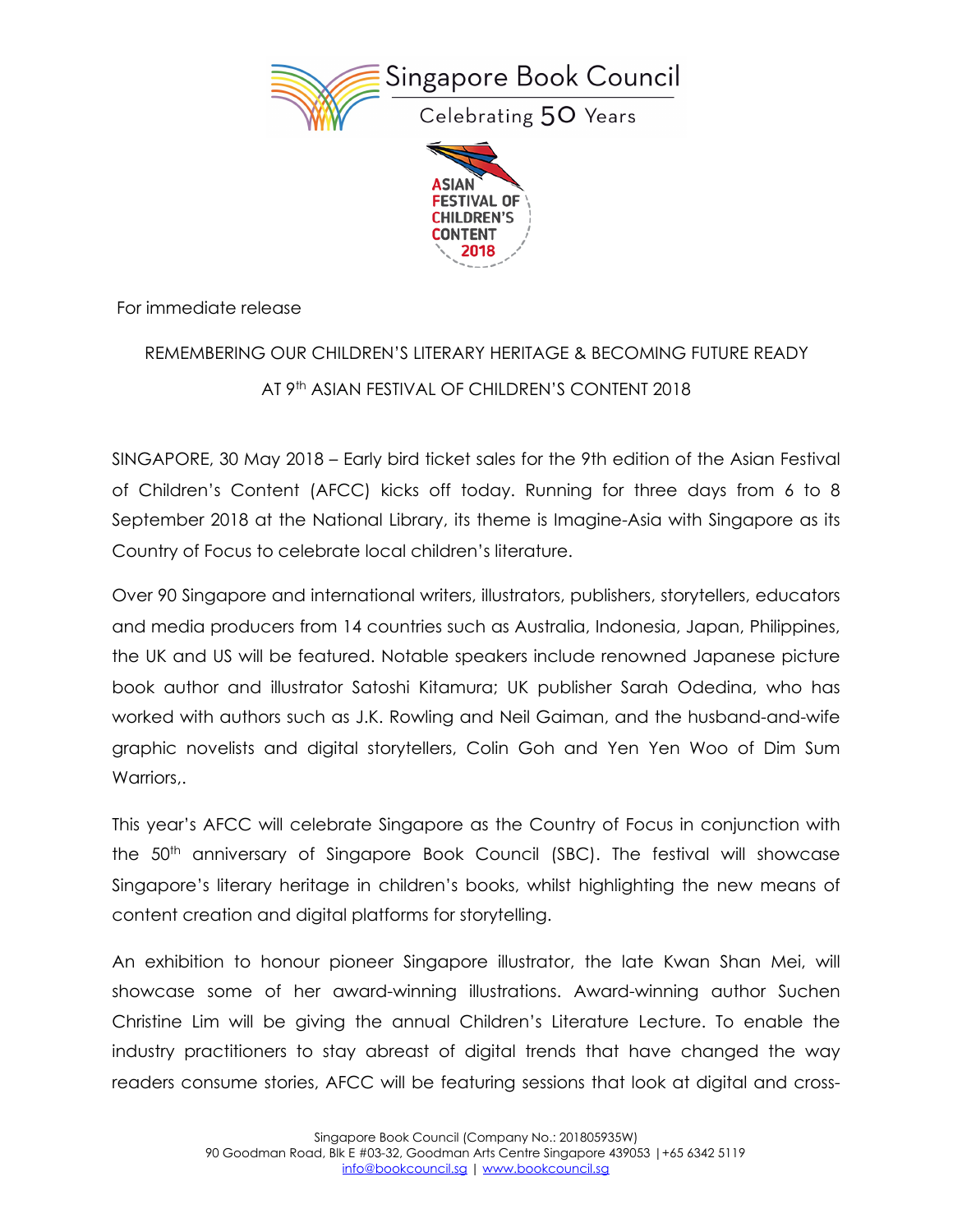Singapore Book Council

Celebrating 50 Years

ASIAN FESTIVAL OF CHILDREN'S CONTENT 2018

For immediate release

REMEMBERING OUR CHILDREN'S LITERARY HERITAGE & BECOMING FUTURE READY AT 9th ASIAN FESTIVAL OF CHILDREN'S CONTENT 2018

SINGAPORE, 30 May 2018 – Early bird ticket sales for the 9th edition of the Asian Festival of Children's Content (AFCC) kicks off today. Running for three days from 6 to 8 September 2018 at the National Library, its theme is Imagine-Asia with Singapore as its Country of Focus to celebrate local children's literature.

Over 90 Singapore and international writers, illustrators, publishers, storytellers, educators and media producers from 14 countries such as Australia, Indonesia, Japan, Philippines, the UK and US will be featured. Notable speakers include renowned Japanese picture book author and illustrator Satoshi Kitamura; UK publisher Sarah Odedina, who has worked with authors such as J.K. Rowling and Neil Gaiman, and the husband-and-wife graphic novelists and digital storytellers, Colin Goh and Yen Yen Woo of Dim Sum Warriors,.

This year's AFCC will celebrate Singapore as the Country of Focus in conjunction with the 50th anniversary of Singapore Book Council (SBC). The festival will showcase Singapore's literary heritage in children's books, whilst highlighting the new means of content creation and digital platforms for storytelling.

An exhibition to honour pioneer Singapore illustrator, the late Kwan Shan Mei, will showcase some of her award-winning illustrations. Award-winning author Suchen Christine Lim will be giving the annual Children's Literature Lecture. To enable the industry practitioners to stay abreast of digital trends that have changed the way readers consume stories, AFCC will be featuring sessions that look at digital and cross-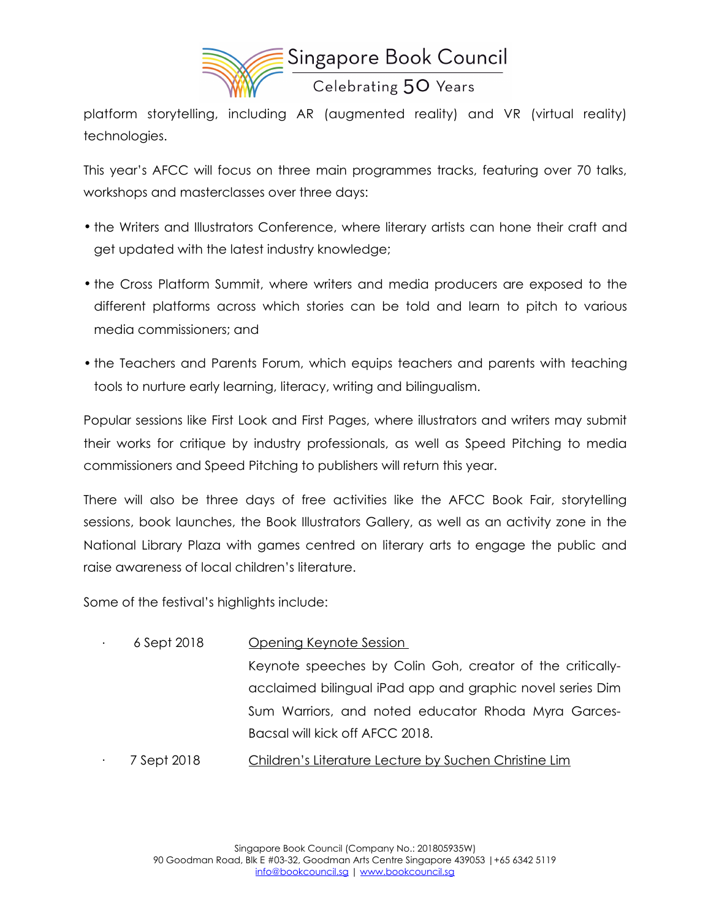platform storytelling, including AR (augmented reality) and VR (virtual reality) technologies.

This year's AFCC will focus on three main programmes tracks, featuring over 70 talks, workshops and masterclasses over three days:

- the Writers and Illustrators Conference, where literary artists can hone their craft and get updated with the latest industry knowledge;
- the Cross Platform Summit, where writers and media producers are exposed to the different platforms across which stories can be told and learn to pitch to various media commissioners; and
- the Teachers and Parents Forum, which equips teachers and parents with teaching tools to nurture early learning, literacy, writing and bilingualism.

Popular sessions like First Look and First Pages, where illustrators and writers may submit their works for critique by industry professionals, as well as Speed Pitching to media commissioners and Speed Pitching to publishers will return this year.

There will also be three days of free activities like the AFCC Book Fair, storytelling sessions, book launches, the Book Illustrators Gallery, as well as an activity zone in the National Library Plaza with games centred on literary arts to engage the public and raise awareness of local children's literature.

Some of the festival's highlights include:

- 6 Sept 2018 — Opening Keynote Session

  Keynote speeches by Colin Goh, creator of the critically-acclaimed bilingual iPad app and graphic novel series Dim Sum Warriors, and noted educator Rhoda Myra Garces-Bacsal will kick off AFCC 2018.

- 7 Sept 2018 — Children's Literature Lecture by Suchen Christine Lim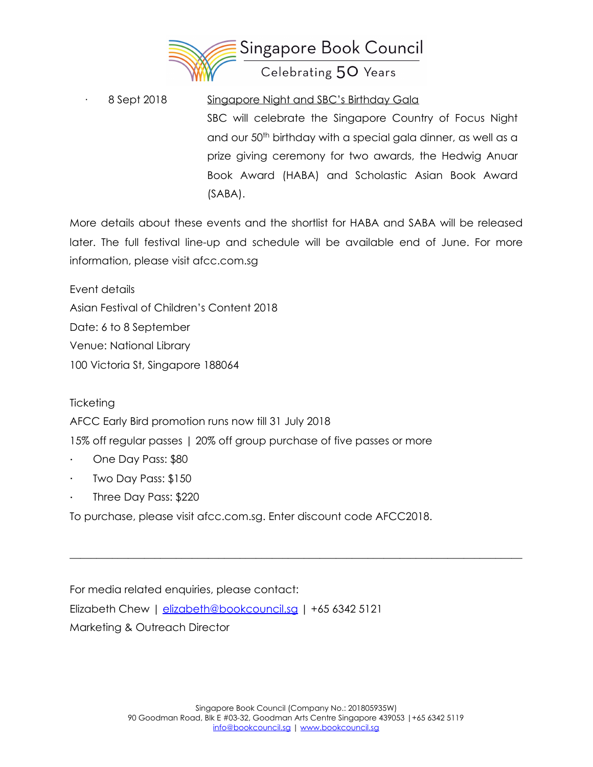- 8 Sept 2018 — Singapore Night and SBC's Birthday Gala
  SBC will celebrate the Singapore Country of Focus Night and our 50th birthday with a special gala dinner, as well as a prize giving ceremony for two awards, the Hedwig Anuar Book Award (HABA) and Scholastic Asian Book Award (SABA).

More details about these events and the shortlist for HABA and SABA will be released later. The full festival line-up and schedule will be available end of June. For more information, please visit afcc.com.sg

Event details
Asian Festival of Children's Content 2018
Date: 6 to 8 September
Venue: National Library
100 Victoria St, Singapore 188064

Ticketing
AFCC Early Bird promotion runs now till 31 July 2018
15% off regular passes | 20% off group purchase of five passes or more

- One Day Pass: $80
- Two Day Pass: $150
- Three Day Pass: $220

To purchase, please visit afcc.com.sg. Enter discount code AFCC2018.

---

For media related enquiries, please contact:
Elizabeth Chew | elizabeth@bookcouncil.sg | +65 6342 5121
Marketing & Outreach Director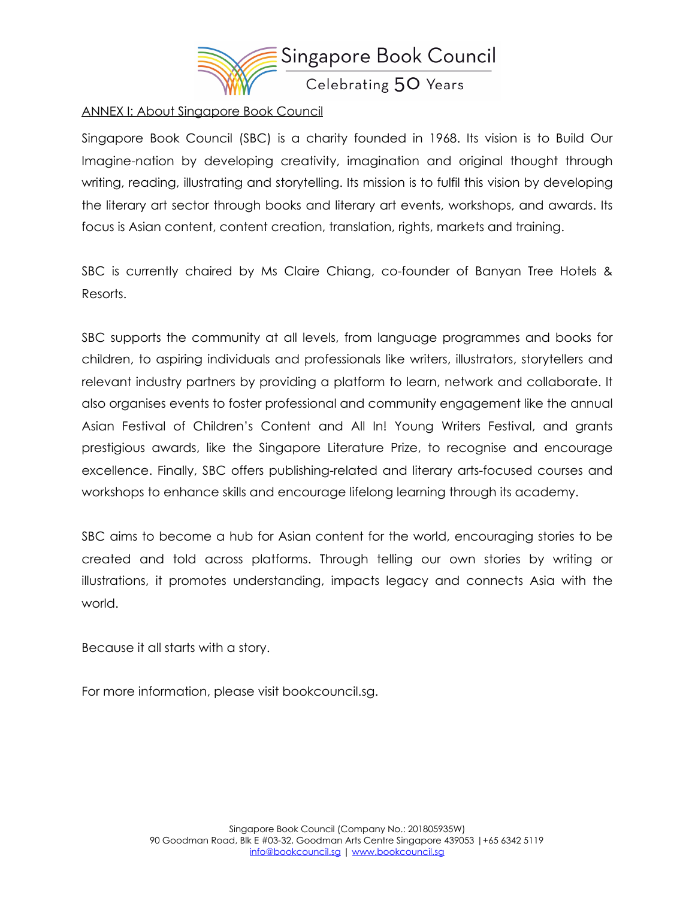## ANNEX I: About Singapore Book Council

Singapore Book Council (SBC) is a charity founded in 1968. Its vision is to Build Our Imagine-nation by developing creativity, imagination and original thought through writing, reading, illustrating and storytelling. Its mission is to fulfil this vision by developing the literary art sector through books and literary art events, workshops, and awards. Its focus is Asian content, content creation, translation, rights, markets and training.

SBC is currently chaired by Ms Claire Chiang, co-founder of Banyan Tree Hotels & Resorts.

SBC supports the community at all levels, from language programmes and books for children, to aspiring individuals and professionals like writers, illustrators, storytellers and relevant industry partners by providing a platform to learn, network and collaborate. It also organises events to foster professional and community engagement like the annual Asian Festival of Children's Content and All In! Young Writers Festival, and grants prestigious awards, like the Singapore Literature Prize, to recognise and encourage excellence. Finally, SBC offers publishing-related and literary arts-focused courses and workshops to enhance skills and encourage lifelong learning through its academy.

SBC aims to become a hub for Asian content for the world, encouraging stories to be created and told across platforms. Through telling our own stories by writing or illustrations, it promotes understanding, impacts legacy and connects Asia with the world.

Because it all starts with a story.

For more information, please visit bookcouncil.sg.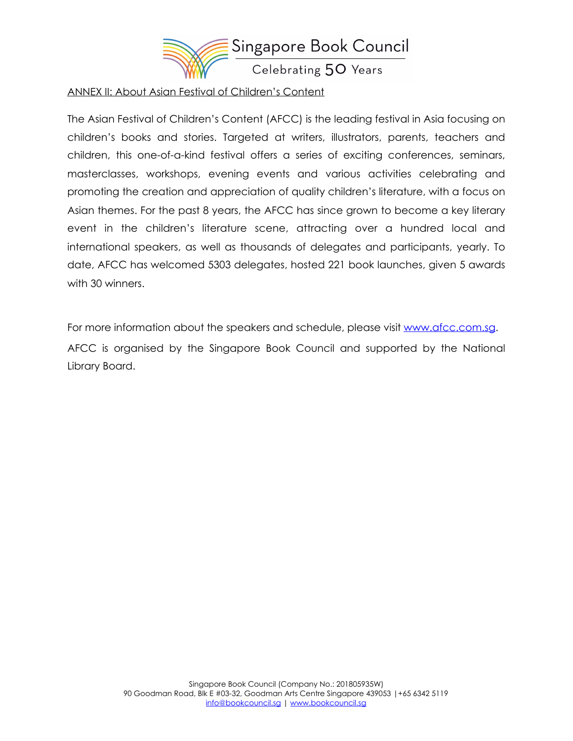## ANNEX II: About Asian Festival of Children's Content

The Asian Festival of Children's Content (AFCC) is the leading festival in Asia focusing on children's books and stories. Targeted at writers, illustrators, parents, teachers and children, this one-of-a-kind festival offers a series of exciting conferences, seminars, masterclasses, workshops, evening events and various activities celebrating and promoting the creation and appreciation of quality children's literature, with a focus on Asian themes. For the past 8 years, the AFCC has since grown to become a key literary event in the children's literature scene, attracting over a hundred local and international speakers, as well as thousands of delegates and participants, yearly. To date, AFCC has welcomed 5303 delegates, hosted 221 book launches, given 5 awards with 30 winners.

For more information about the speakers and schedule, please visit www.afcc.com.sg.

AFCC is organised by the Singapore Book Council and supported by the National Library Board.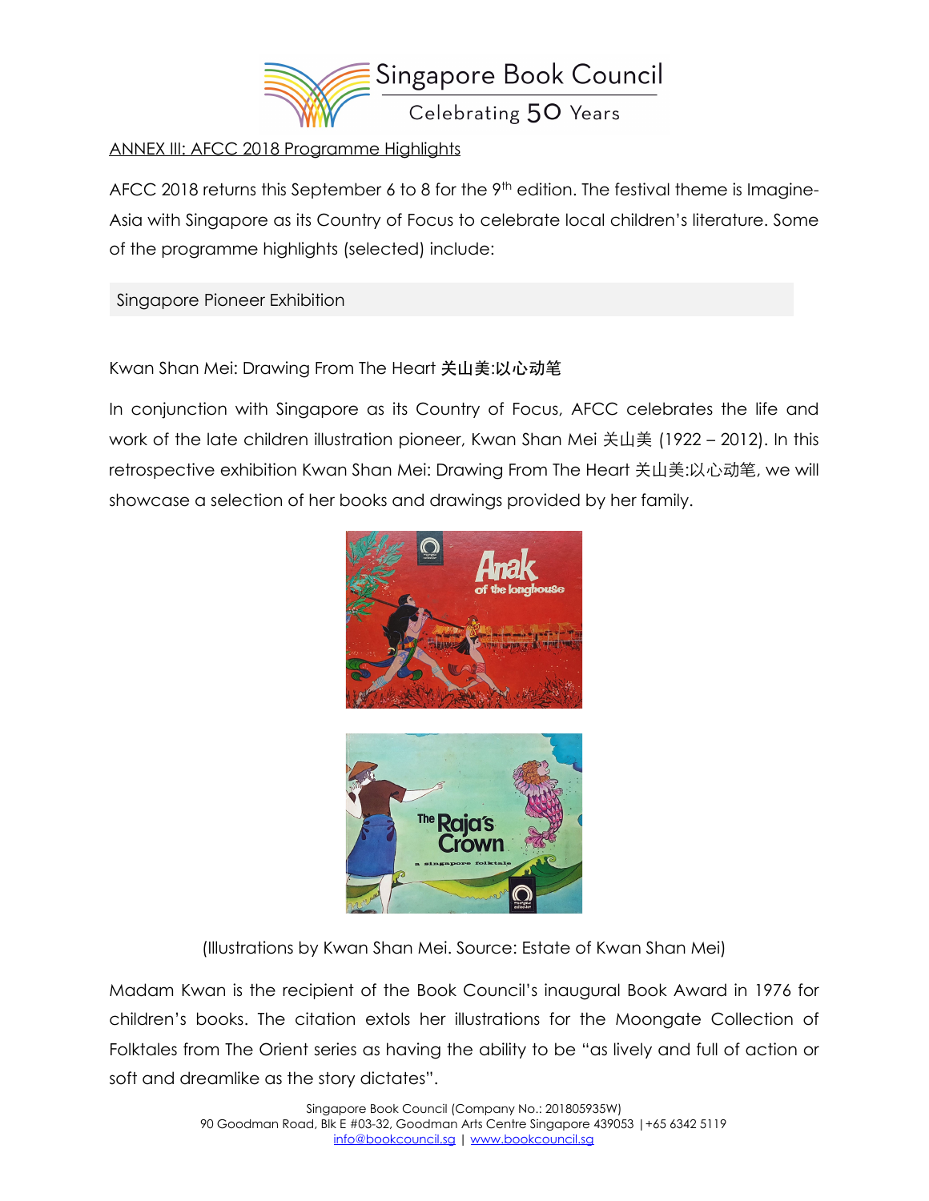ANNEX III: AFCC 2018 Programme Highlights

AFCC 2018 returns this September 6 to 8 for the 9th edition. The festival theme is Imagine-Asia with Singapore as its Country of Focus to celebrate local children's literature. Some of the programme highlights (selected) include:

## Singapore Pioneer Exhibition

### Kwan Shan Mei: Drawing From The Heart 关山美:以心动笔

In conjunction with Singapore as its Country of Focus, AFCC celebrates the life and work of the late children illustration pioneer, Kwan Shan Mei 关山美 (1922 – 2012). In this retrospective exhibition Kwan Shan Mei: Drawing From The Heart 关山美:以心动笔, we will showcase a selection of her books and drawings provided by her family.

(Illustrations by Kwan Shan Mei. Source: Estate of Kwan Shan Mei)

Madam Kwan is the recipient of the Book Council's inaugural Book Award in 1976 for children's books. The citation extols her illustrations for the Moongate Collection of Folktales from The Orient series as having the ability to be "as lively and full of action or soft and dreamlike as the story dictates".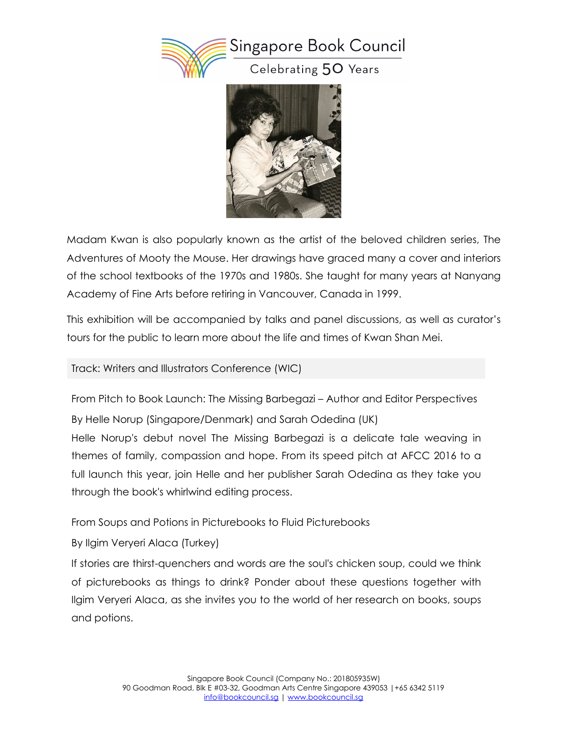Madam Kwan is also popularly known as the artist of the beloved children series, The Adventures of Mooty the Mouse. Her drawings have graced many a cover and interiors of the school textbooks of the 1970s and 1980s. She taught for many years at Nanyang Academy of Fine Arts before retiring in Vancouver, Canada in 1999.

This exhibition will be accompanied by talks and panel discussions, as well as curator's tours for the public to learn more about the life and times of Kwan Shan Mei.

Track: Writers and Illustrators Conference (WIC)

From Pitch to Book Launch: The Missing Barbegazi – Author and Editor Perspectives

By Helle Norup (Singapore/Denmark) and Sarah Odedina (UK)

Helle Norup's debut novel The Missing Barbegazi is a delicate tale weaving in themes of family, compassion and hope. From its speed pitch at AFCC 2016 to a full launch this year, join Helle and her publisher Sarah Odedina as they take you through the book's whirlwind editing process.

From Soups and Potions in Picturebooks to Fluid Picturebooks

By Ilgim Veryeri Alaca (Turkey)

If stories are thirst-quenchers and words are the soul's chicken soup, could we think of picturebooks as things to drink? Ponder about these questions together with Ilgim Veryeri Alaca, as she invites you to the world of her research on books, soups and potions.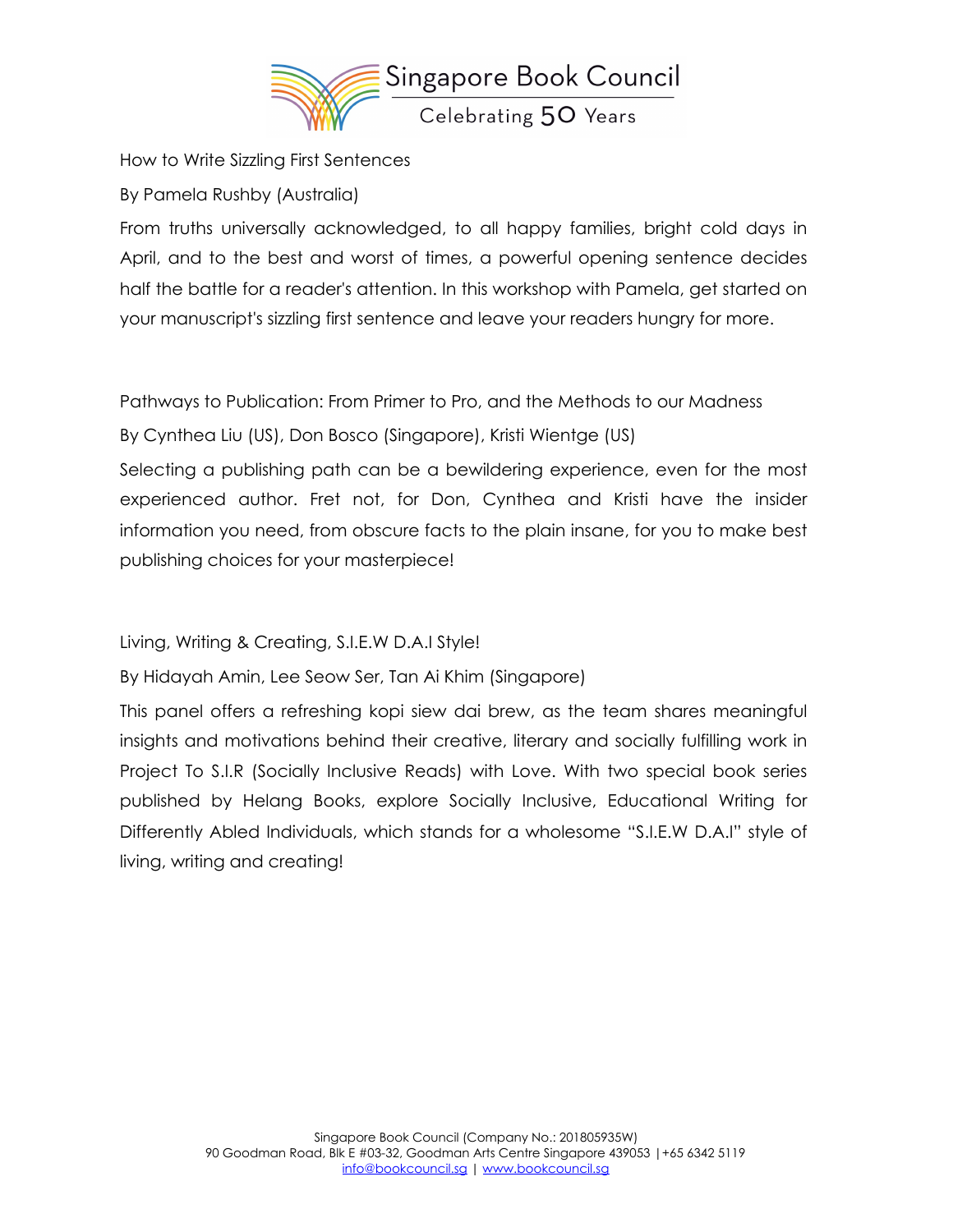How to Write Sizzling First Sentences

By Pamela Rushby (Australia)

From truths universally acknowledged, to all happy families, bright cold days in April, and to the best and worst of times, a powerful opening sentence decides half the battle for a reader's attention. In this workshop with Pamela, get started on your manuscript's sizzling first sentence and leave your readers hungry for more.

Pathways to Publication: From Primer to Pro, and the Methods to our Madness

By Cynthea Liu (US), Don Bosco (Singapore), Kristi Wientge (US)

Selecting a publishing path can be a bewildering experience, even for the most experienced author. Fret not, for Don, Cynthea and Kristi have the insider information you need, from obscure facts to the plain insane, for you to make best publishing choices for your masterpiece!

Living, Writing & Creating, S.I.E.W D.A.I Style!

By Hidayah Amin, Lee Seow Ser, Tan Ai Khim (Singapore)

This panel offers a refreshing kopi siew dai brew, as the team shares meaningful insights and motivations behind their creative, literary and socially fulfilling work in Project To S.I.R (Socially Inclusive Reads) with Love. With two special book series published by Helang Books, explore Socially Inclusive, Educational Writing for Differently Abled Individuals, which stands for a wholesome "S.I.E.W D.A.I" style of living, writing and creating!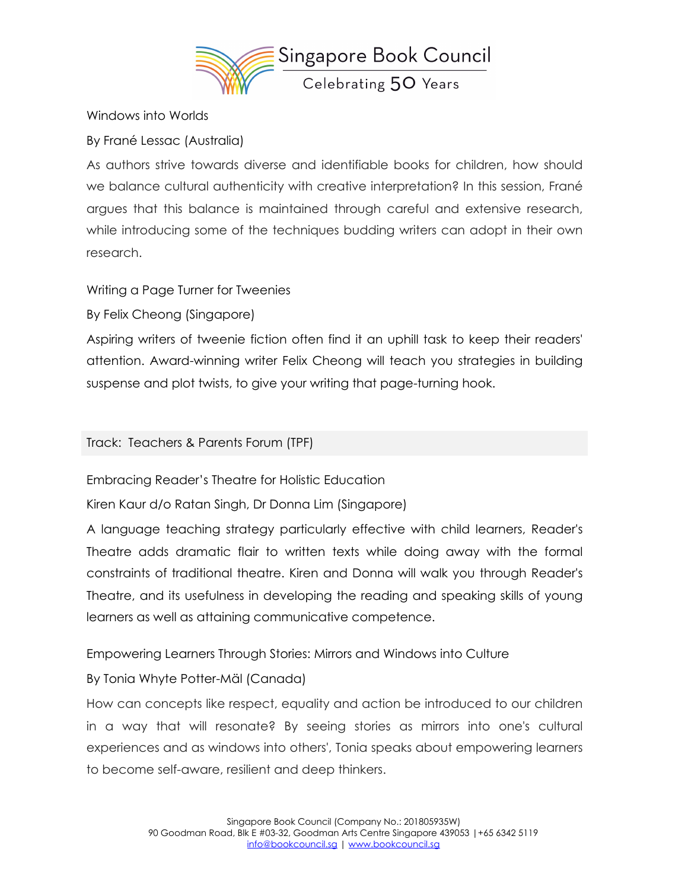Windows into Worlds

By Frané Lessac (Australia)

As authors strive towards diverse and identifiable books for children, how should we balance cultural authenticity with creative interpretation? In this session, Frané argues that this balance is maintained through careful and extensive research, while introducing some of the techniques budding writers can adopt in their own research.

Writing a Page Turner for Tweenies

By Felix Cheong (Singapore)

Aspiring writers of tweenie fiction often find it an uphill task to keep their readers' attention. Award-winning writer Felix Cheong will teach you strategies in building suspense and plot twists, to give your writing that page-turning hook.

## Track: Teachers & Parents Forum (TPF)

Embracing Reader's Theatre for Holistic Education

Kiren Kaur d/o Ratan Singh, Dr Donna Lim (Singapore)

A language teaching strategy particularly effective with child learners, Reader's Theatre adds dramatic flair to written texts while doing away with the formal constraints of traditional theatre. Kiren and Donna will walk you through Reader's Theatre, and its usefulness in developing the reading and speaking skills of young learners as well as attaining communicative competence.

Empowering Learners Through Stories: Mirrors and Windows into Culture

By Tonia Whyte Potter-Mäl (Canada)

How can concepts like respect, equality and action be introduced to our children in a way that will resonate? By seeing stories as mirrors into one's cultural experiences and as windows into others', Tonia speaks about empowering learners to become self-aware, resilient and deep thinkers.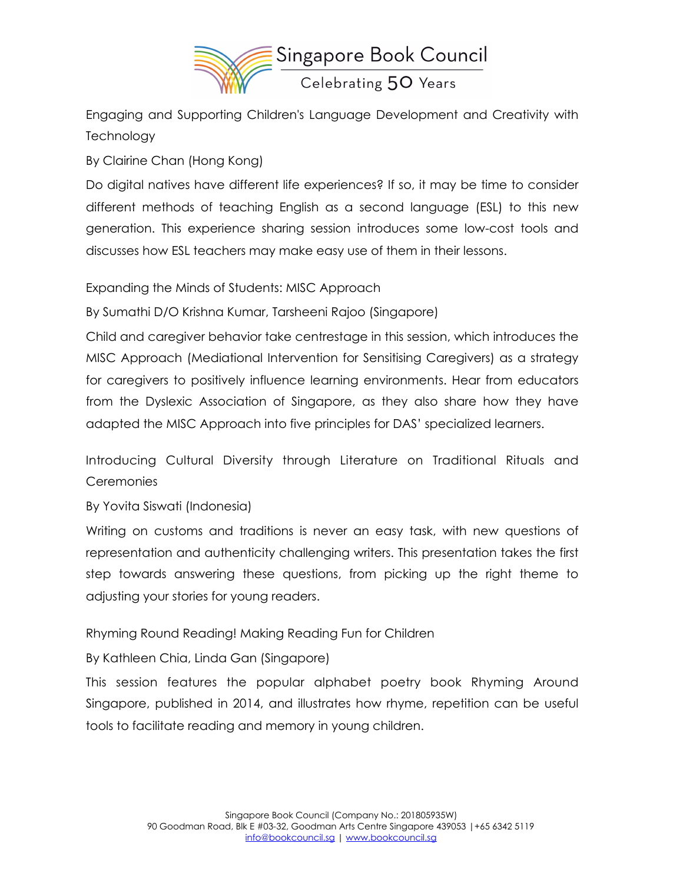Engaging and Supporting Children's Language Development and Creativity with Technology

By Clairine Chan (Hong Kong)

Do digital natives have different life experiences? If so, it may be time to consider different methods of teaching English as a second language (ESL) to this new generation. This experience sharing session introduces some low-cost tools and discusses how ESL teachers may make easy use of them in their lessons.

Expanding the Minds of Students: MISC Approach

By Sumathi D/O Krishna Kumar, Tarsheeni Rajoo (Singapore)

Child and caregiver behavior take centrestage in this session, which introduces the MISC Approach (Mediational Intervention for Sensitising Caregivers) as a strategy for caregivers to positively influence learning environments. Hear from educators from the Dyslexic Association of Singapore, as they also share how they have adapted the MISC Approach into five principles for DAS' specialized learners.

Introducing Cultural Diversity through Literature on Traditional Rituals and Ceremonies

By Yovita Siswati (Indonesia)

Writing on customs and traditions is never an easy task, with new questions of representation and authenticity challenging writers. This presentation takes the first step towards answering these questions, from picking up the right theme to adjusting your stories for young readers.

Rhyming Round Reading! Making Reading Fun for Children

By Kathleen Chia, Linda Gan (Singapore)

This session features the popular alphabet poetry book Rhyming Around Singapore, published in 2014, and illustrates how rhyme, repetition can be useful tools to facilitate reading and memory in young children.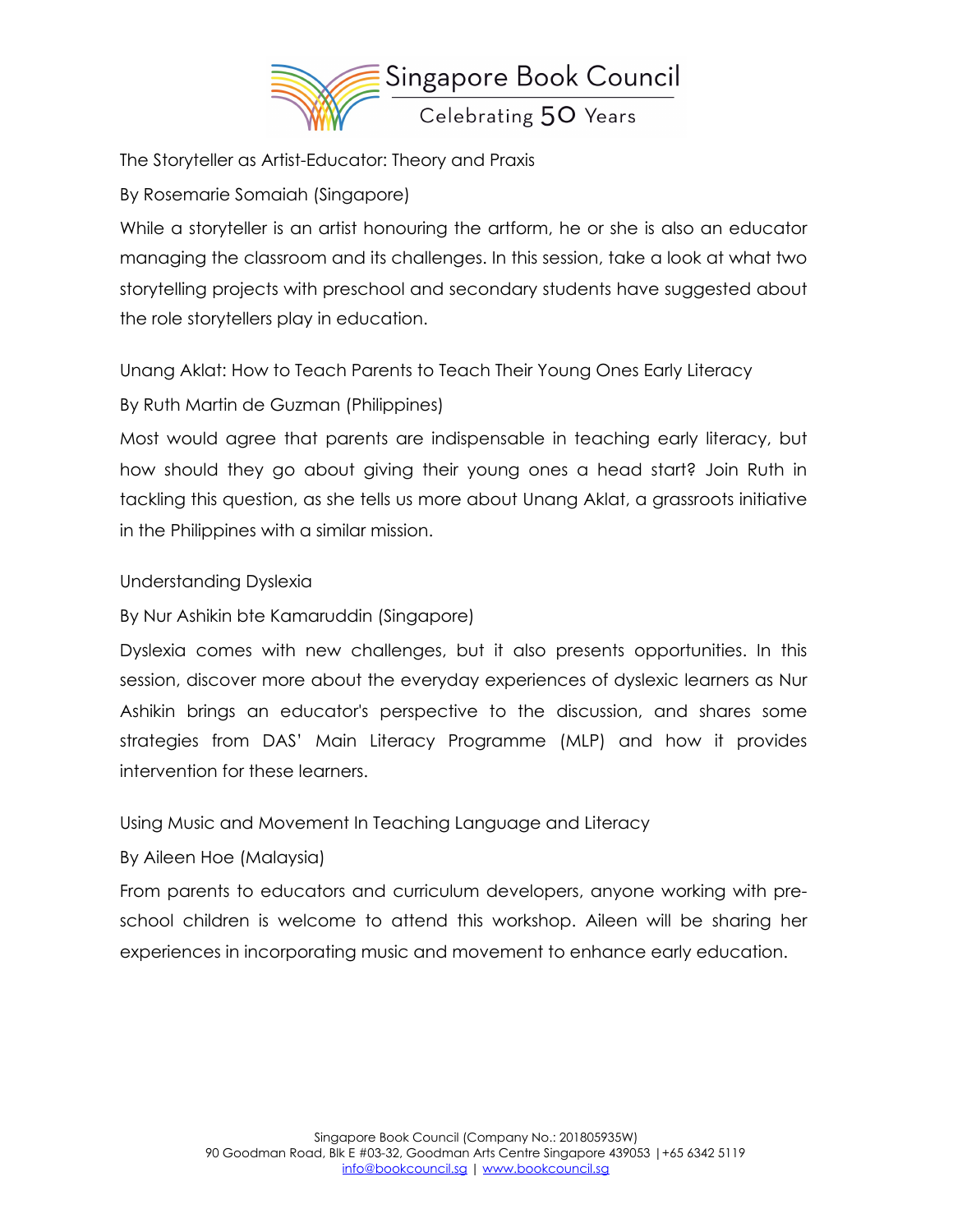The Storyteller as Artist-Educator: Theory and Praxis

By Rosemarie Somaiah (Singapore)

While a storyteller is an artist honouring the artform, he or she is also an educator managing the classroom and its challenges. In this session, take a look at what two storytelling projects with preschool and secondary students have suggested about the role storytellers play in education.

Unang Aklat: How to Teach Parents to Teach Their Young Ones Early Literacy

By Ruth Martin de Guzman (Philippines)

Most would agree that parents are indispensable in teaching early literacy, but how should they go about giving their young ones a head start? Join Ruth in tackling this question, as she tells us more about Unang Aklat, a grassroots initiative in the Philippines with a similar mission.

Understanding Dyslexia

By Nur Ashikin bte Kamaruddin (Singapore)

Dyslexia comes with new challenges, but it also presents opportunities. In this session, discover more about the everyday experiences of dyslexic learners as Nur Ashikin brings an educator's perspective to the discussion, and shares some strategies from DAS' Main Literacy Programme (MLP) and how it provides intervention for these learners.

Using Music and Movement In Teaching Language and Literacy

By Aileen Hoe (Malaysia)

From parents to educators and curriculum developers, anyone working with pre-school children is welcome to attend this workshop. Aileen will be sharing her experiences in incorporating music and movement to enhance early education.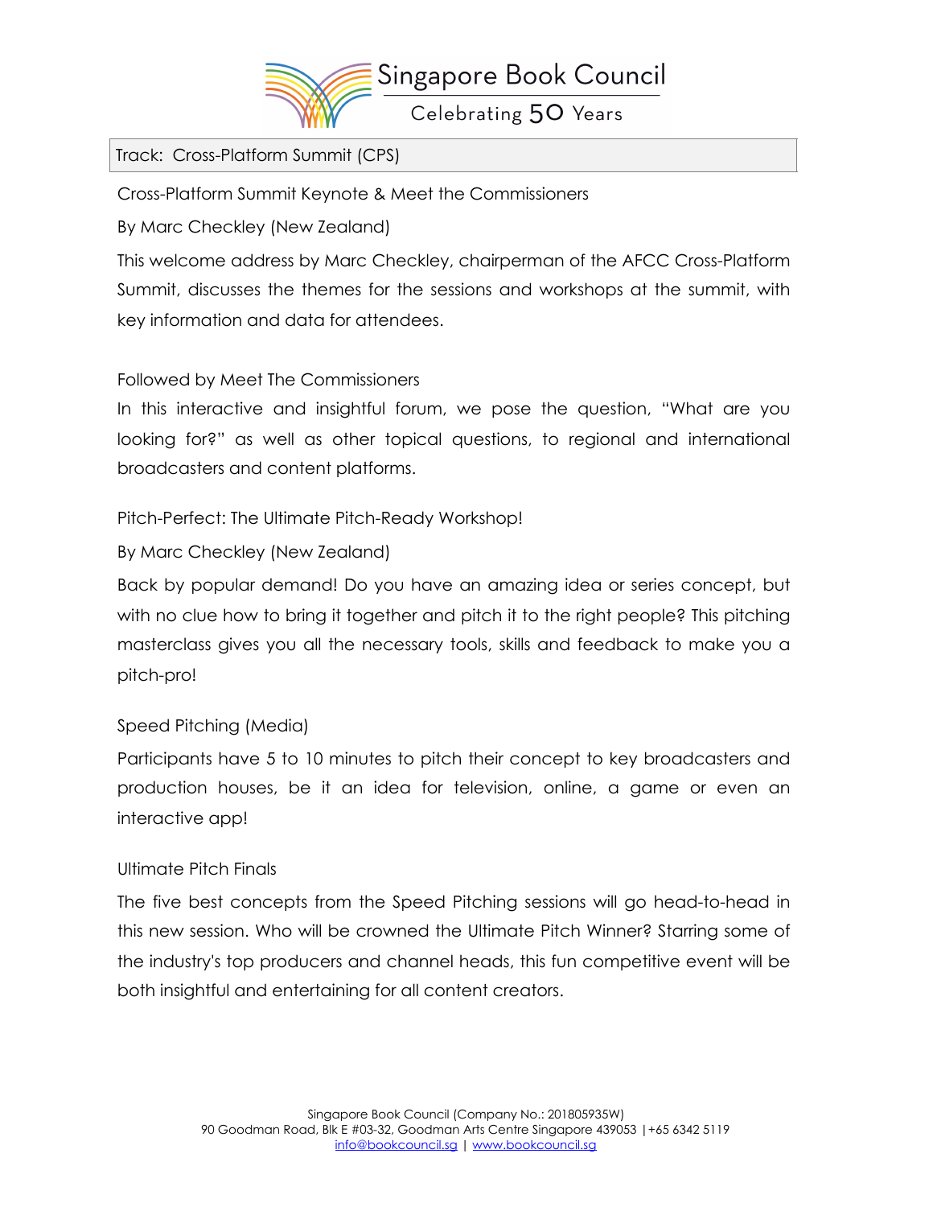Track: Cross-Platform Summit (CPS)

Cross-Platform Summit Keynote & Meet the Commissioners

By Marc Checkley (New Zealand)

This welcome address by Marc Checkley, chairperman of the AFCC Cross-Platform Summit, discusses the themes for the sessions and workshops at the summit, with key information and data for attendees.

Followed by Meet The Commissioners

In this interactive and insightful forum, we pose the question, "What are you looking for?" as well as other topical questions, to regional and international broadcasters and content platforms.

Pitch-Perfect: The Ultimate Pitch-Ready Workshop!

By Marc Checkley (New Zealand)

Back by popular demand! Do you have an amazing idea or series concept, but with no clue how to bring it together and pitch it to the right people? This pitching masterclass gives you all the necessary tools, skills and feedback to make you a pitch-pro!

Speed Pitching (Media)

Participants have 5 to 10 minutes to pitch their concept to key broadcasters and production houses, be it an idea for television, online, a game or even an interactive app!

Ultimate Pitch Finals

The five best concepts from the Speed Pitching sessions will go head-to-head in this new session. Who will be crowned the Ultimate Pitch Winner? Starring some of the industry's top producers and channel heads, this fun competitive event will be both insightful and entertaining for all content creators.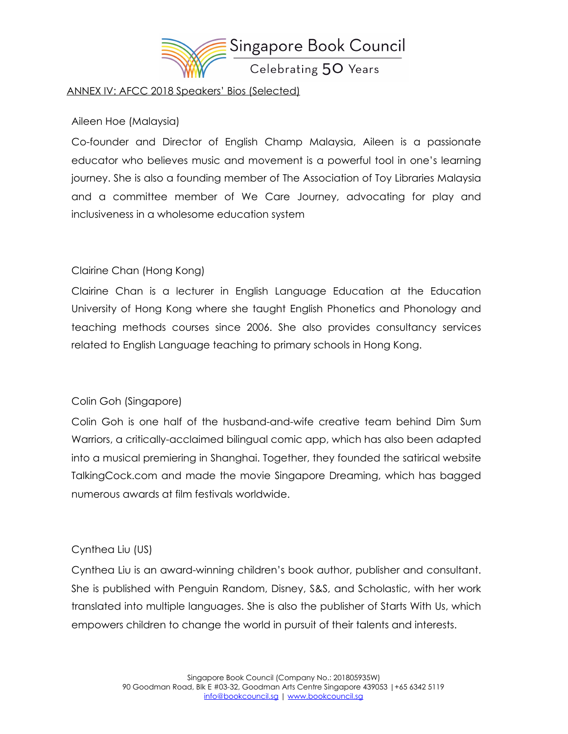ANNEX IV: AFCC 2018 Speakers' Bios (Selected)

Aileen Hoe (Malaysia)

Co-founder and Director of English Champ Malaysia, Aileen is a passionate educator who believes music and movement is a powerful tool in one's learning journey. She is also a founding member of The Association of Toy Libraries Malaysia and a committee member of We Care Journey, advocating for play and inclusiveness in a wholesome education system

Clairine Chan (Hong Kong)

Clairine Chan is a lecturer in English Language Education at the Education University of Hong Kong where she taught English Phonetics and Phonology and teaching methods courses since 2006. She also provides consultancy services related to English Language teaching to primary schools in Hong Kong.

Colin Goh (Singapore)

Colin Goh is one half of the husband-and-wife creative team behind Dim Sum Warriors, a critically-acclaimed bilingual comic app, which has also been adapted into a musical premiering in Shanghai. Together, they founded the satirical website TalkingCock.com and made the movie Singapore Dreaming, which has bagged numerous awards at film festivals worldwide.

Cynthea Liu (US)

Cynthea Liu is an award-winning children's book author, publisher and consultant. She is published with Penguin Random, Disney, S&S, and Scholastic, with her work translated into multiple languages. She is also the publisher of Starts With Us, which empowers children to change the world in pursuit of their talents and interests.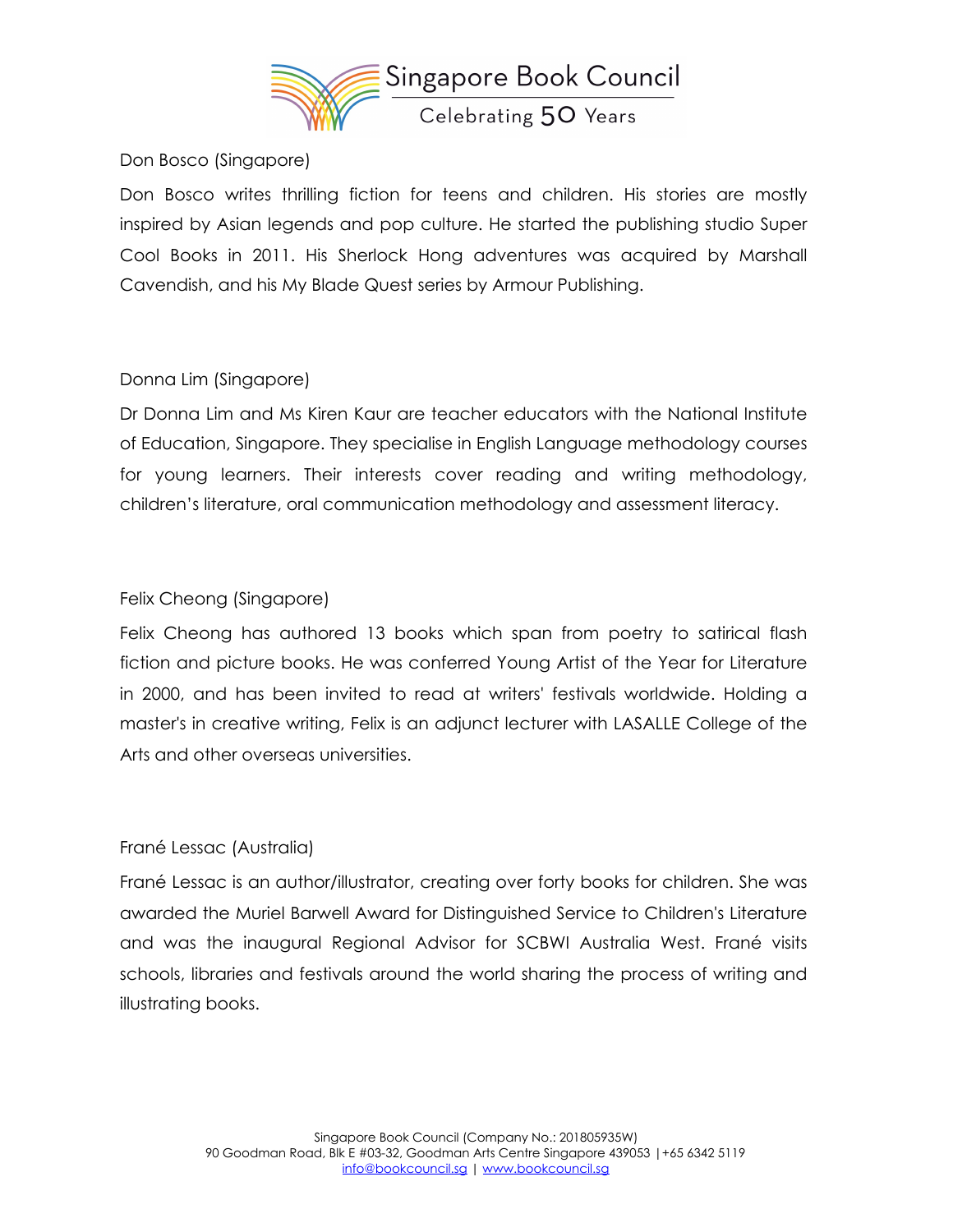Don Bosco (Singapore)

Don Bosco writes thrilling fiction for teens and children. His stories are mostly inspired by Asian legends and pop culture. He started the publishing studio Super Cool Books in 2011. His Sherlock Hong adventures was acquired by Marshall Cavendish, and his My Blade Quest series by Armour Publishing.

Donna Lim (Singapore)

Dr Donna Lim and Ms Kiren Kaur are teacher educators with the National Institute of Education, Singapore. They specialise in English Language methodology courses for young learners. Their interests cover reading and writing methodology, children's literature, oral communication methodology and assessment literacy.

Felix Cheong (Singapore)

Felix Cheong has authored 13 books which span from poetry to satirical flash fiction and picture books. He was conferred Young Artist of the Year for Literature in 2000, and has been invited to read at writers' festivals worldwide. Holding a master's in creative writing, Felix is an adjunct lecturer with LASALLE College of the Arts and other overseas universities.

Frané Lessac (Australia)

Frané Lessac is an author/illustrator, creating over forty books for children. She was awarded the Muriel Barwell Award for Distinguished Service to Children's Literature and was the inaugural Regional Advisor for SCBWI Australia West. Frané visits schools, libraries and festivals around the world sharing the process of writing and illustrating books.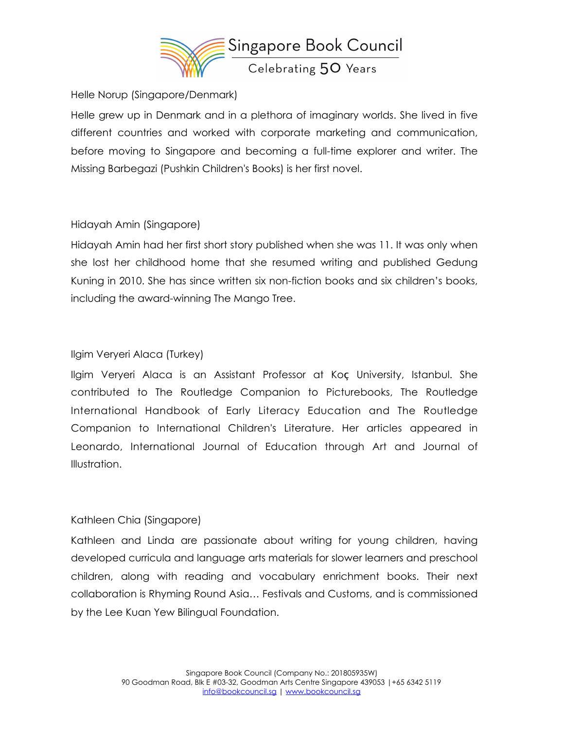Helle Norup (Singapore/Denmark)

Helle grew up in Denmark and in a plethora of imaginary worlds. She lived in five different countries and worked with corporate marketing and communication, before moving to Singapore and becoming a full-time explorer and writer. The Missing Barbegazi (Pushkin Children's Books) is her first novel.

Hidayah Amin (Singapore)

Hidayah Amin had her first short story published when she was 11. It was only when she lost her childhood home that she resumed writing and published Gedung Kuning in 2010. She has since written six non-fiction books and six children's books, including the award-winning The Mango Tree.

Ilgim Veryeri Alaca (Turkey)

Ilgim Veryeri Alaca is an Assistant Professor at Koç University, Istanbul. She contributed to The Routledge Companion to Picturebooks, The Routledge International Handbook of Early Literacy Education and The Routledge Companion to International Children's Literature. Her articles appeared in Leonardo, International Journal of Education through Art and Journal of Illustration.

Kathleen Chia (Singapore)

Kathleen and Linda are passionate about writing for young children, having developed curricula and language arts materials for slower learners and preschool children, along with reading and vocabulary enrichment books. Their next collaboration is Rhyming Round Asia… Festivals and Customs, and is commissioned by the Lee Kuan Yew Bilingual Foundation.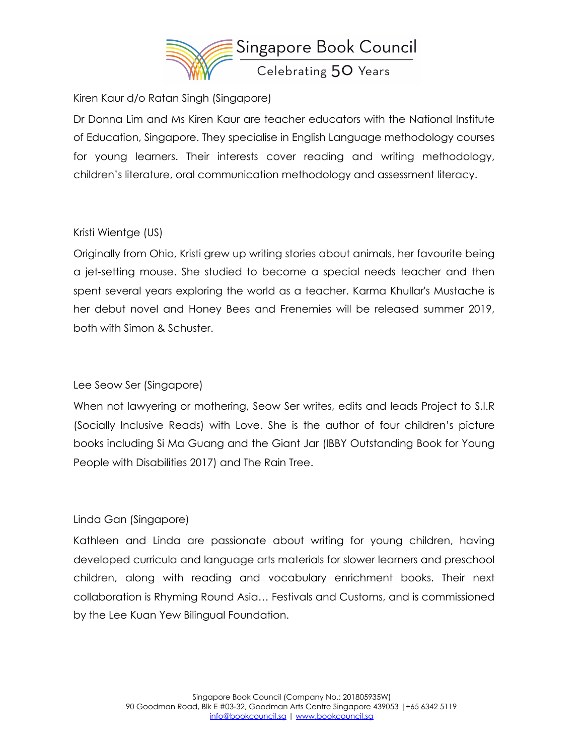Kiren Kaur d/o Ratan Singh (Singapore)

Dr Donna Lim and Ms Kiren Kaur are teacher educators with the National Institute of Education, Singapore. They specialise in English Language methodology courses for young learners. Their interests cover reading and writing methodology, children's literature, oral communication methodology and assessment literacy.

Kristi Wientge (US)

Originally from Ohio, Kristi grew up writing stories about animals, her favourite being a jet-setting mouse. She studied to become a special needs teacher and then spent several years exploring the world as a teacher. Karma Khullar's Mustache is her debut novel and Honey Bees and Frenemies will be released summer 2019, both with Simon & Schuster.

Lee Seow Ser (Singapore)

When not lawyering or mothering, Seow Ser writes, edits and leads Project to S.I.R (Socially Inclusive Reads) with Love. She is the author of four children's picture books including Si Ma Guang and the Giant Jar (IBBY Outstanding Book for Young People with Disabilities 2017) and The Rain Tree.

Linda Gan (Singapore)

Kathleen and Linda are passionate about writing for young children, having developed curricula and language arts materials for slower learners and preschool children, along with reading and vocabulary enrichment books. Their next collaboration is Rhyming Round Asia… Festivals and Customs, and is commissioned by the Lee Kuan Yew Bilingual Foundation.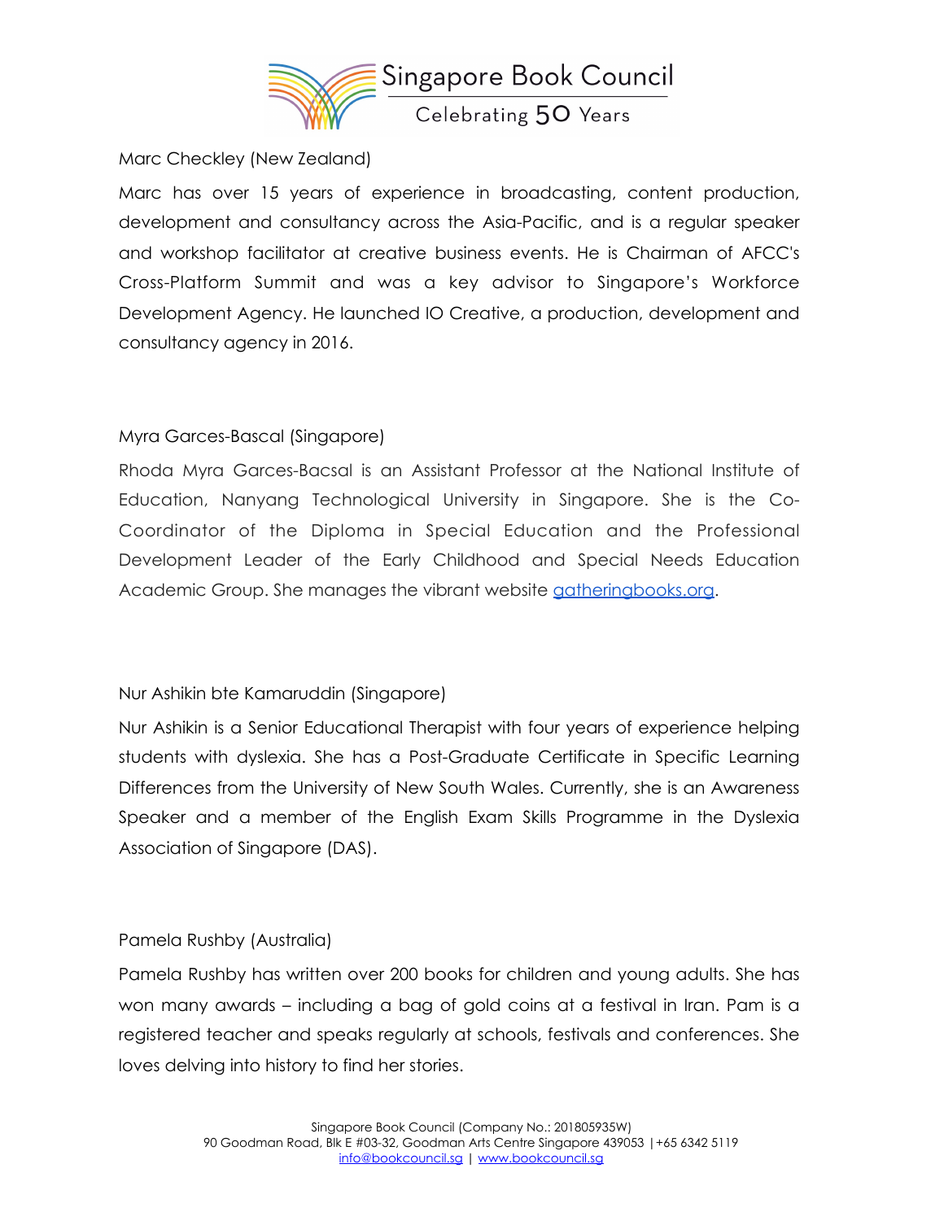Marc Checkley (New Zealand)

Marc has over 15 years of experience in broadcasting, content production, development and consultancy across the Asia-Pacific, and is a regular speaker and workshop facilitator at creative business events. He is Chairman of AFCC's Cross-Platform Summit and was a key advisor to Singapore's Workforce Development Agency. He launched IO Creative, a production, development and consultancy agency in 2016.

Myra Garces-Bascal (Singapore)

Rhoda Myra Garces-Bacsal is an Assistant Professor at the National Institute of Education, Nanyang Technological University in Singapore. She is the Co-Coordinator of the Diploma in Special Education and the Professional Development Leader of the Early Childhood and Special Needs Education Academic Group. She manages the vibrant website [gatheringbooks.org](http://gatheringbooks.org).

Nur Ashikin bte Kamaruddin (Singapore)

Nur Ashikin is a Senior Educational Therapist with four years of experience helping students with dyslexia. She has a Post-Graduate Certificate in Specific Learning Differences from the University of New South Wales. Currently, she is an Awareness Speaker and a member of the English Exam Skills Programme in the Dyslexia Association of Singapore (DAS).

Pamela Rushby (Australia)

Pamela Rushby has written over 200 books for children and young adults. She has won many awards – including a bag of gold coins at a festival in Iran. Pam is a registered teacher and speaks regularly at schools, festivals and conferences. She loves delving into history to find her stories.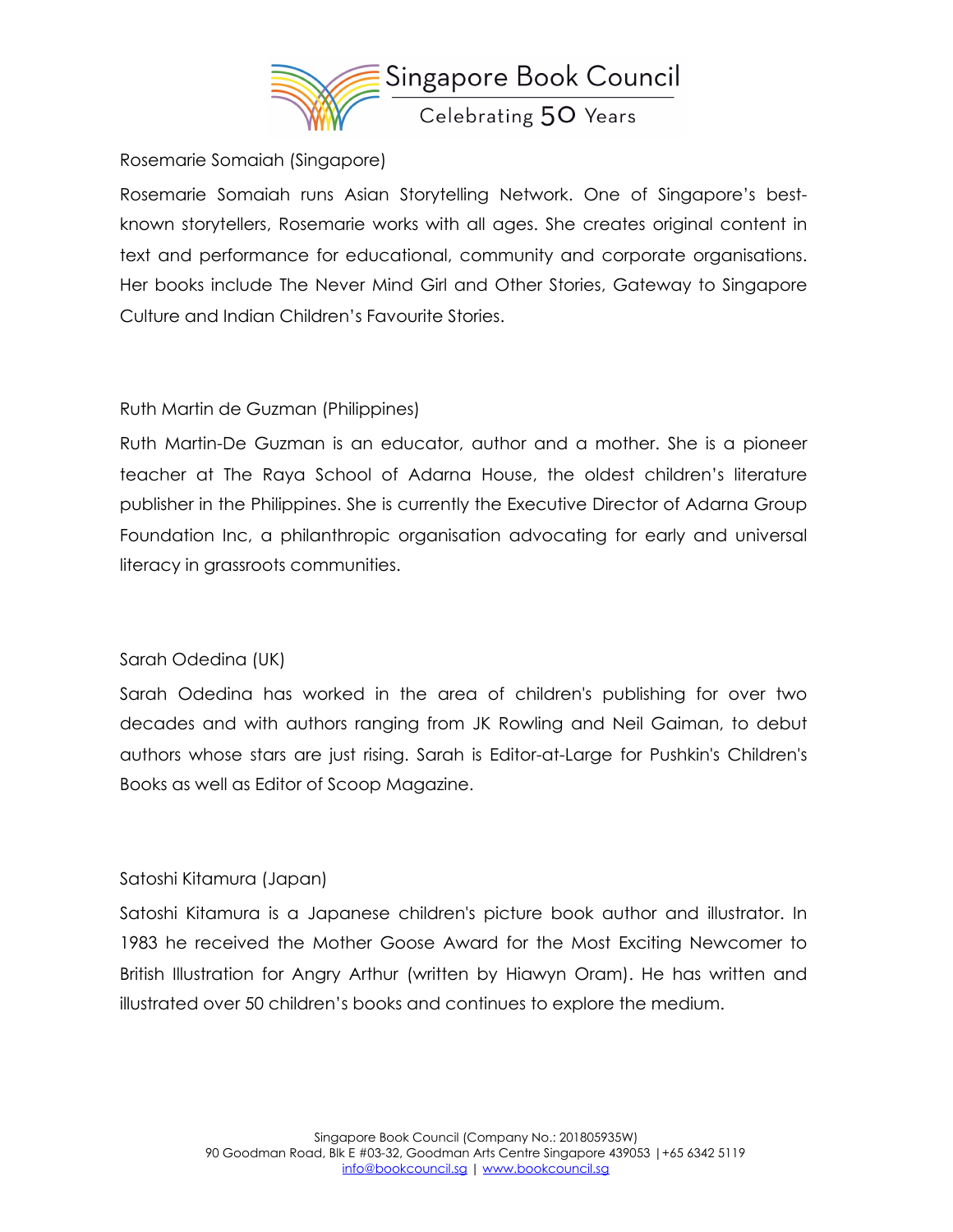Rosemarie Somaiah (Singapore)

Rosemarie Somaiah runs Asian Storytelling Network. One of Singapore's best-known storytellers, Rosemarie works with all ages. She creates original content in text and performance for educational, community and corporate organisations. Her books include The Never Mind Girl and Other Stories, Gateway to Singapore Culture and Indian Children's Favourite Stories.

Ruth Martin de Guzman (Philippines)

Ruth Martin-De Guzman is an educator, author and a mother. She is a pioneer teacher at The Raya School of Adarna House, the oldest children's literature publisher in the Philippines. She is currently the Executive Director of Adarna Group Foundation Inc, a philanthropic organisation advocating for early and universal literacy in grassroots communities.

Sarah Odedina (UK)

Sarah Odedina has worked in the area of children's publishing for over two decades and with authors ranging from JK Rowling and Neil Gaiman, to debut authors whose stars are just rising. Sarah is Editor-at-Large for Pushkin's Children's Books as well as Editor of Scoop Magazine.

Satoshi Kitamura (Japan)

Satoshi Kitamura is a Japanese children's picture book author and illustrator. In 1983 he received the Mother Goose Award for the Most Exciting Newcomer to British Illustration for Angry Arthur (written by Hiawyn Oram). He has written and illustrated over 50 children's books and continues to explore the medium.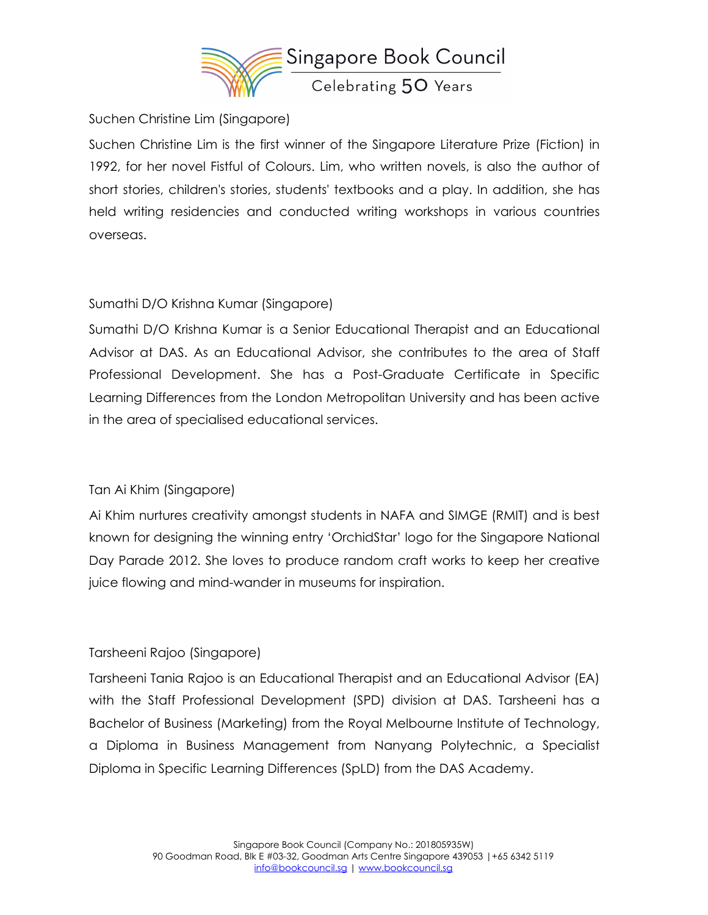Suchen Christine Lim (Singapore)

Suchen Christine Lim is the first winner of the Singapore Literature Prize (Fiction) in 1992, for her novel Fistful of Colours. Lim, who written novels, is also the author of short stories, children's stories, students' textbooks and a play. In addition, she has held writing residencies and conducted writing workshops in various countries overseas.

Sumathi D/O Krishna Kumar (Singapore)

Sumathi D/O Krishna Kumar is a Senior Educational Therapist and an Educational Advisor at DAS. As an Educational Advisor, she contributes to the area of Staff Professional Development. She has a Post-Graduate Certificate in Specific Learning Differences from the London Metropolitan University and has been active in the area of specialised educational services.

Tan Ai Khim (Singapore)

Ai Khim nurtures creativity amongst students in NAFA and SIMGE (RMIT) and is best known for designing the winning entry 'OrchidStar' logo for the Singapore National Day Parade 2012. She loves to produce random craft works to keep her creative juice flowing and mind-wander in museums for inspiration.

Tarsheeni Rajoo (Singapore)

Tarsheeni Tania Rajoo is an Educational Therapist and an Educational Advisor (EA) with the Staff Professional Development (SPD) division at DAS. Tarsheeni has a Bachelor of Business (Marketing) from the Royal Melbourne Institute of Technology, a Diploma in Business Management from Nanyang Polytechnic, a Specialist Diploma in Specific Learning Differences (SpLD) from the DAS Academy.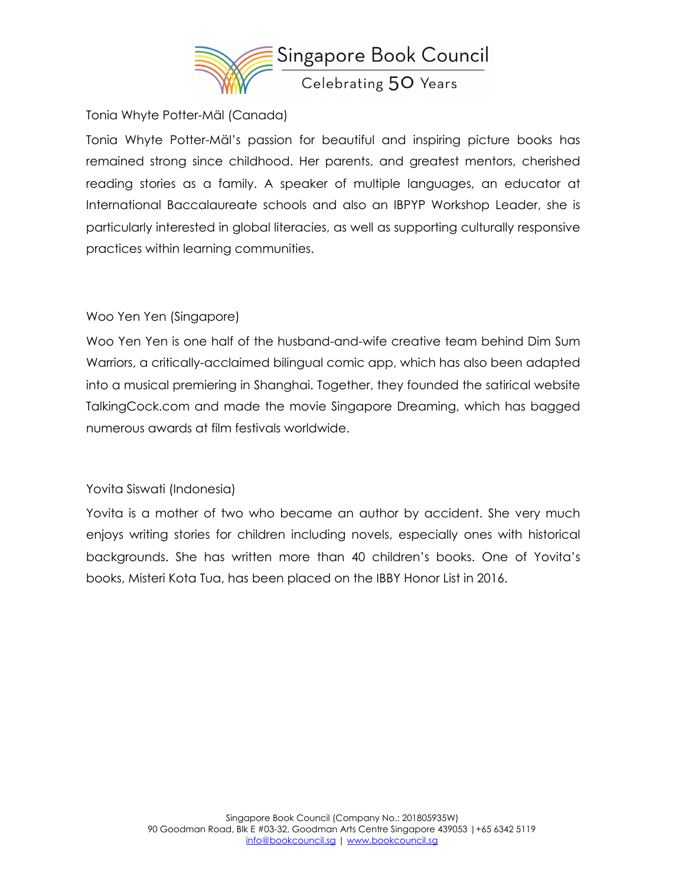Tonia Whyte Potter-Mäl (Canada)

Tonia Whyte Potter-Mäl's passion for beautiful and inspiring picture books has remained strong since childhood. Her parents, and greatest mentors, cherished reading stories as a family. A speaker of multiple languages, an educator at International Baccalaureate schools and also an IBPYP Workshop Leader, she is particularly interested in global literacies, as well as supporting culturally responsive practices within learning communities.

Woo Yen Yen (Singapore)

Woo Yen Yen is one half of the husband-and-wife creative team behind Dim Sum Warriors, a critically-acclaimed bilingual comic app, which has also been adapted into a musical premiering in Shanghai. Together, they founded the satirical website TalkingCock.com and made the movie Singapore Dreaming, which has bagged numerous awards at film festivals worldwide.

Yovita Siswati (Indonesia)

Yovita is a mother of two who became an author by accident. She very much enjoys writing stories for children including novels, especially ones with historical backgrounds. She has written more than 40 children's books. One of Yovita's books, Misteri Kota Tua, has been placed on the IBBY Honor List in 2016.